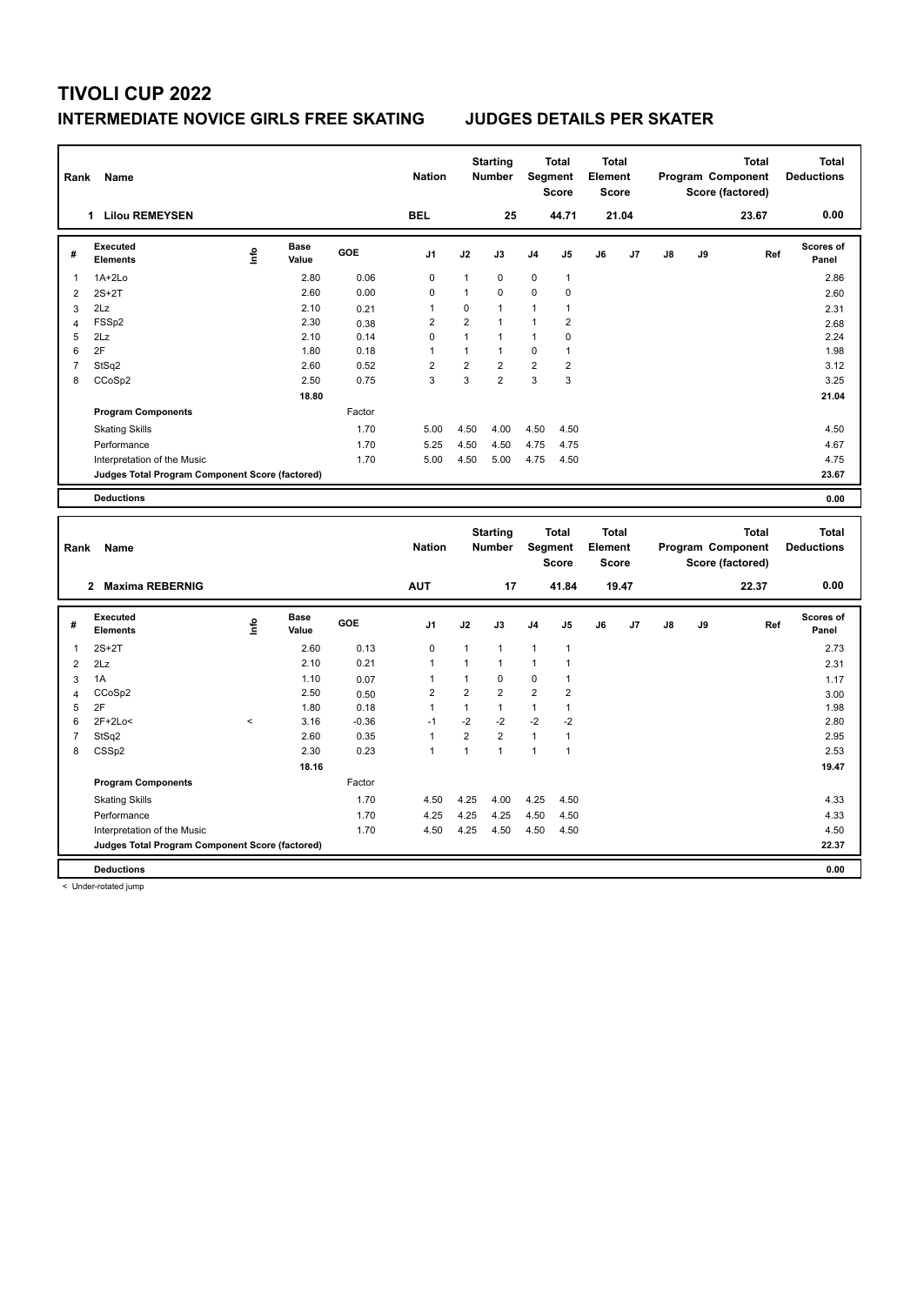# TIVOLI CUP 2022

## INTERMEDIATE NOVICE GIRLS FREE SKATING JUDGES DETAILS PER SKATER

| Rank | Name | Nation | Starting Number | Total Segment Score | Total Element Score | Total Program Component Score (factored) | Total Deductions |
|---|---|---|---|---|---|---|---|
| 1 | Lilou REMEYSEN | BEL | 25 | 44.71 | 21.04 | 23.67 | 0.00 |

| # | Executed Elements | Info | Base Value | GOE | J1 | J2 | J3 | J4 | J5 | J6 | J7 | J8 | J9 | Ref | Scores of Panel |
|---|---|---|---|---|---|---|---|---|---|---|---|---|---|---|---|
| 1 | 1A+2Lo | | 2.80 | 0.06 | 0 | 1 | 0 | 0 | 1 | | | | | | 2.86 |
| 2 | 2S+2T | | 2.60 | 0.00 | 0 | 1 | 0 | 0 | 0 | | | | | | 2.60 |
| 3 | 2Lz | | 2.10 | 0.21 | 1 | 0 | 1 | 1 | 1 | | | | | | 2.31 |
| 4 | FSSp2 | | 2.30 | 0.38 | 2 | 2 | 1 | 1 | 2 | | | | | | 2.68 |
| 5 | 2Lz | | 2.10 | 0.14 | 0 | 1 | 1 | 1 | 0 | | | | | | 2.24 |
| 6 | 2F | | 1.80 | 0.18 | 1 | 1 | 1 | 0 | 1 | | | | | | 1.98 |
| 7 | StSq2 | | 2.60 | 0.52 | 2 | 2 | 2 | 2 | 2 | | | | | | 3.12 |
| 8 | CCoSp2 | | 2.50 | 0.75 | 3 | 3 | 2 | 3 | 3 | | | | | | 3.25 |
| | | | 18.80 | | | | | | | | | | | | 21.04 |
| | Program Components | | | Factor | | | | | | | | | | | |
| | Skating Skills | | | 1.70 | 5.00 | 4.50 | 4.00 | 4.50 | 4.50 | | | | | | 4.50 |
| | Performance | | | 1.70 | 5.25 | 4.50 | 4.50 | 4.75 | 4.75 | | | | | | 4.67 |
| | Interpretation of the Music | | | 1.70 | 5.00 | 4.50 | 5.00 | 4.75 | 4.50 | | | | | | 4.75 |
| | Judges Total Program Component Score (factored) | | | | | | | | | | | | | | 23.67 |
| | Deductions | | | | | | | | | | | | | | 0.00 |

| Rank | Name | Nation | Starting Number | Total Segment Score | Total Element Score | Total Program Component Score (factored) | Total Deductions |
|---|---|---|---|---|---|---|---|
| 2 | Maxima REBERNIG | AUT | 17 | 41.84 | 19.47 | 22.37 | 0.00 |

| # | Executed Elements | Info | Base Value | GOE | J1 | J2 | J3 | J4 | J5 | J6 | J7 | J8 | J9 | Ref | Scores of Panel |
|---|---|---|---|---|---|---|---|---|---|---|---|---|---|---|---|
| 1 | 2S+2T | | 2.60 | 0.13 | 0 | 1 | 1 | 1 | 1 | | | | | | 2.73 |
| 2 | 2Lz | | 2.10 | 0.21 | 1 | 1 | 1 | 1 | 1 | | | | | | 2.31 |
| 3 | 1A | | 1.10 | 0.07 | 1 | 1 | 0 | 0 | 1 | | | | | | 1.17 |
| 4 | CCoSp2 | | 2.50 | 0.50 | 2 | 2 | 2 | 2 | 2 | | | | | | 3.00 |
| 5 | 2F | | 1.80 | 0.18 | 1 | 1 | 1 | 1 | 1 | | | | | | 1.98 |
| 6 | 2F+2Lo< | < | 3.16 | -0.36 | -1 | -2 | -2 | -2 | -2 | | | | | | 2.80 |
| 7 | StSq2 | | 2.60 | 0.35 | 1 | 2 | 2 | 1 | 1 | | | | | | 2.95 |
| 8 | CSSp2 | | 2.30 | 0.23 | 1 | 1 | 1 | 1 | 1 | | | | | | 2.53 |
| | | | 18.16 | | | | | | | | | | | | 19.47 |
| | Program Components | | | Factor | | | | | | | | | | | |
| | Skating Skills | | | 1.70 | 4.50 | 4.25 | 4.00 | 4.25 | 4.50 | | | | | | 4.33 |
| | Performance | | | 1.70 | 4.25 | 4.25 | 4.25 | 4.50 | 4.50 | | | | | | 4.33 |
| | Interpretation of the Music | | | 1.70 | 4.50 | 4.25 | 4.50 | 4.50 | 4.50 | | | | | | 4.50 |
| | Judges Total Program Component Score (factored) | | | | | | | | | | | | | | 22.37 |
| | Deductions | | | | | | | | | | | | | | 0.00 |

< Under-rotated jump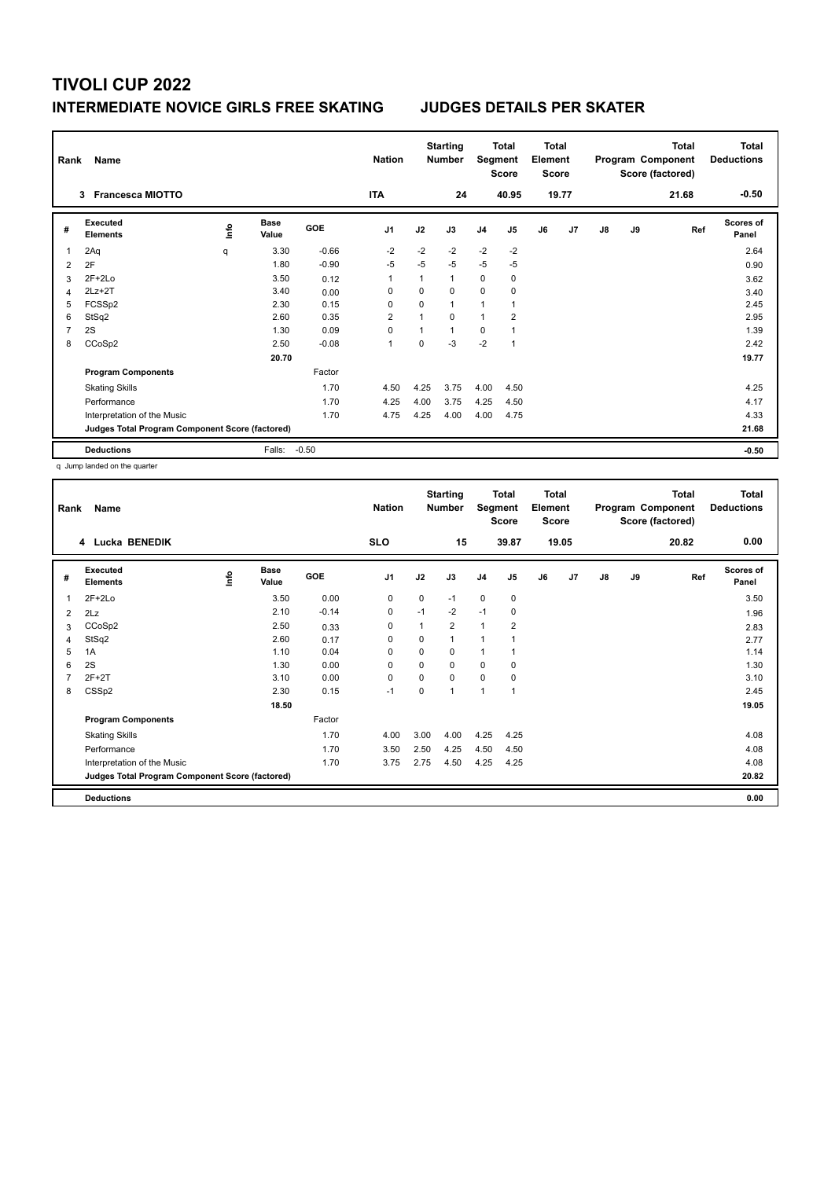# TIVOLI CUP 2022

## INTERMEDIATE NOVICE GIRLS FREE SKATING — JUDGES DETAILS PER SKATER

| Rank | Name | Nation | Starting Number | Total Segment Score | Total Element Score | Total Program Component Score (factored) | Total Deductions |
|---|---|---|---|---|---|---|---|
| 3 | Francesca MIOTTO | ITA | 24 | 40.95 | 19.77 | 21.68 | -0.50 |

| # | Executed Elements | Info | Base Value | GOE | J1 | J2 | J3 | J4 | J5 | J6 | J7 | J8 | J9 | Ref | Scores of Panel |
|---|---|---|---|---|---|---|---|---|---|---|---|---|---|---|---|
| 1 | 2Aq | q | 3.30 | -0.66 | -2 | -2 | -2 | -2 | -2 | | | | | | 2.64 |
| 2 | 2F | | 1.80 | -0.90 | -5 | -5 | -5 | -5 | -5 | | | | | | 0.90 |
| 3 | 2F+2Lo | | 3.50 | 0.12 | 1 | 1 | 1 | 0 | 0 | | | | | | 3.62 |
| 4 | 2Lz+2T | | 3.40 | 0.00 | 0 | 0 | 0 | 0 | 0 | | | | | | 3.40 |
| 5 | FCSSp2 | | 2.30 | 0.15 | 0 | 0 | 1 | 1 | 1 | | | | | | 2.45 |
| 6 | StSq2 | | 2.60 | 0.35 | 2 | 1 | 0 | 1 | 2 | | | | | | 2.95 |
| 7 | 2S | | 1.30 | 0.09 | 0 | 1 | 1 | 0 | 1 | | | | | | 1.39 |
| 8 | CCoSp2 | | 2.50 | -0.08 | 1 | 0 | -3 | -2 | 1 | | | | | | 2.42 |
| | | | 20.70 | | | | | | | | | | | | 19.77 |
| | **Program Components** | | | Factor | | | | | | | | | | | |
| | Skating Skills | | | 1.70 | 4.50 | 4.25 | 3.75 | 4.00 | 4.50 | | | | | | 4.25 |
| | Performance | | | 1.70 | 4.25 | 4.00 | 3.75 | 4.25 | 4.50 | | | | | | 4.17 |
| | Interpretation of the Music | | | 1.70 | 4.75 | 4.25 | 4.00 | 4.00 | 4.75 | | | | | | 4.33 |
| | **Judges Total Program Component Score (factored)** | | | | | | | | | | | | | | 21.68 |
| | **Deductions** | | Falls: | -0.50 | | | | | | | | | | | -0.50 |

q Jump landed on the quarter

| Rank | Name | Nation | Starting Number | Total Segment Score | Total Element Score | Total Program Component Score (factored) | Total Deductions |
|---|---|---|---|---|---|---|---|
| 4 | Lucka BENEDIK | SLO | 15 | 39.87 | 19.05 | 20.82 | 0.00 |

| # | Executed Elements | Info | Base Value | GOE | J1 | J2 | J3 | J4 | J5 | J6 | J7 | J8 | J9 | Ref | Scores of Panel |
|---|---|---|---|---|---|---|---|---|---|---|---|---|---|---|---|
| 1 | 2F+2Lo | | 3.50 | 0.00 | 0 | 0 | -1 | 0 | 0 | | | | | | 3.50 |
| 2 | 2Lz | | 2.10 | -0.14 | 0 | -1 | -2 | -1 | 0 | | | | | | 1.96 |
| 3 | CCoSp2 | | 2.50 | 0.33 | 0 | 1 | 2 | 1 | 2 | | | | | | 2.83 |
| 4 | StSq2 | | 2.60 | 0.17 | 0 | 0 | 1 | 1 | 1 | | | | | | 2.77 |
| 5 | 1A | | 1.10 | 0.04 | 0 | 0 | 0 | 1 | 1 | | | | | | 1.14 |
| 6 | 2S | | 1.30 | 0.00 | 0 | 0 | 0 | 0 | 0 | | | | | | 1.30 |
| 7 | 2F+2T | | 3.10 | 0.00 | 0 | 0 | 0 | 0 | 0 | | | | | | 3.10 |
| 8 | CSSp2 | | 2.30 | 0.15 | -1 | 0 | 1 | 1 | 1 | | | | | | 2.45 |
| | | | 18.50 | | | | | | | | | | | | 19.05 |
| | **Program Components** | | | Factor | | | | | | | | | | | |
| | Skating Skills | | | 1.70 | 4.00 | 3.00 | 4.00 | 4.25 | 4.25 | | | | | | 4.08 |
| | Performance | | | 1.70 | 3.50 | 2.50 | 4.25 | 4.50 | 4.50 | | | | | | 4.08 |
| | Interpretation of the Music | | | 1.70 | 3.75 | 2.75 | 4.50 | 4.25 | 4.25 | | | | | | 4.08 |
| | **Judges Total Program Component Score (factored)** | | | | | | | | | | | | | | 20.82 |
| | **Deductions** | | | | | | | | | | | | | | 0.00 |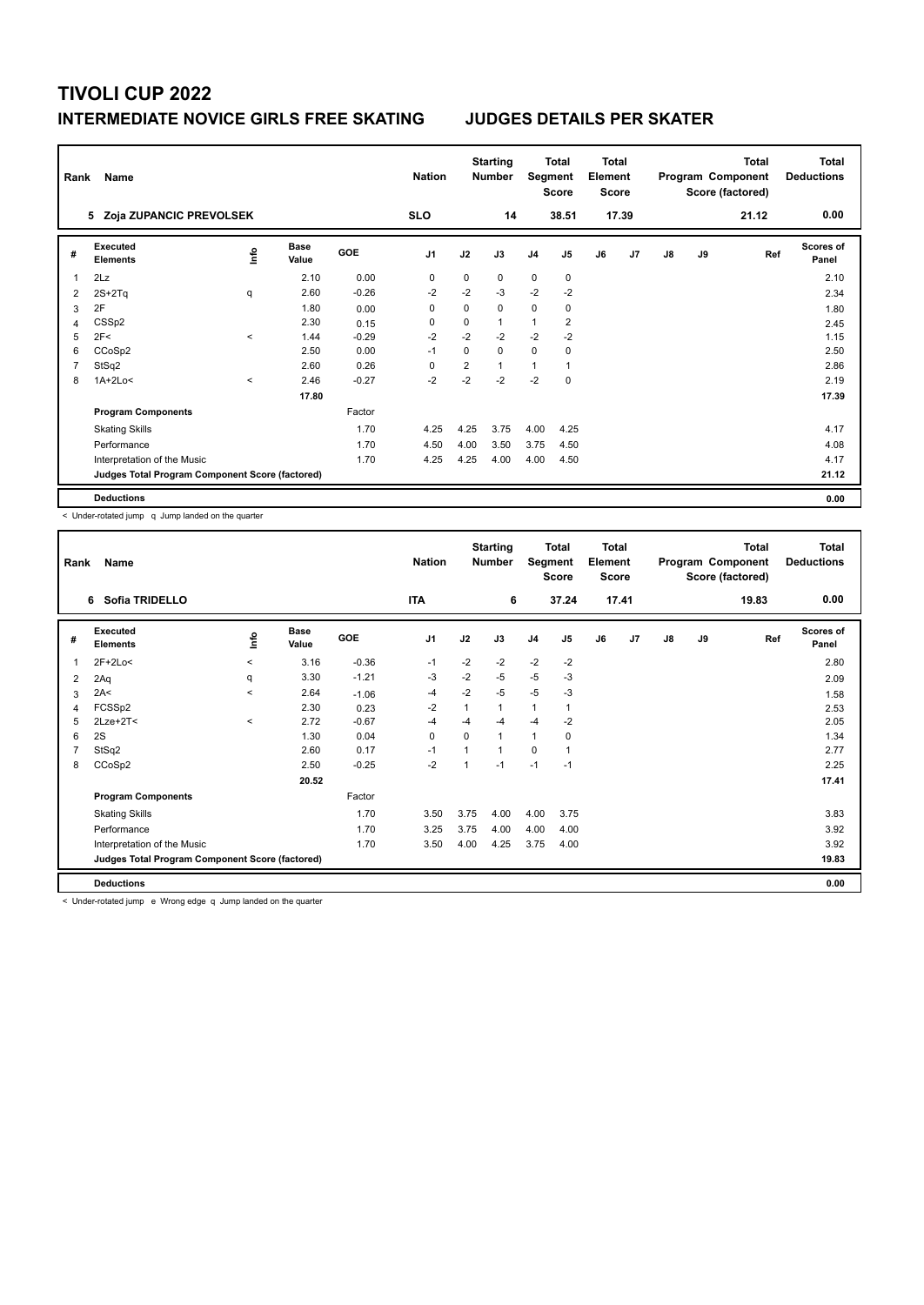# TIVOLI CUP 2022

## INTERMEDIATE NOVICE GIRLS FREE SKATING JUDGES DETAILS PER SKATER

| Rank | Name | Nation | Starting Number | Total Segment Score | Total Element Score | Total Program Component Score (factored) | Total Deductions |
|---|---|---|---|---|---|---|---|
| 5 | Zoja ZUPANCIC PREVOLSEK | SLO | 14 | 38.51 | 17.39 | 21.12 | 0.00 |

| # | Executed Elements | Info | Base Value | GOE | J1 | J2 | J3 | J4 | J5 | J6 | J7 | J8 | J9 | Ref | Scores of Panel |
|---|---|---|---|---|---|---|---|---|---|---|---|---|---|---|---|
| 1 | 2Lz | | 2.10 | 0.00 | 0 | 0 | 0 | 0 | 0 | | | | | | 2.10 |
| 2 | 2S+2Tq | q | 2.60 | -0.26 | -2 | -2 | -3 | -2 | -2 | | | | | | 2.34 |
| 3 | 2F | | 1.80 | 0.00 | 0 | 0 | 0 | 0 | 0 | | | | | | 1.80 |
| 4 | CSSp2 | | 2.30 | 0.15 | 0 | 0 | 1 | 1 | 2 | | | | | | 2.45 |
| 5 | 2F< | < | 1.44 | -0.29 | -2 | -2 | -2 | -2 | -2 | | | | | | 1.15 |
| 6 | CCoSp2 | | 2.50 | 0.00 | -1 | 0 | 0 | 0 | 0 | | | | | | 2.50 |
| 7 | StSq2 | | 2.60 | 0.26 | 0 | 2 | 1 | 1 | 1 | | | | | | 2.86 |
| 8 | 1A+2Lo< | < | 2.46 | -0.27 | -2 | -2 | -2 | -2 | 0 | | | | | | 2.19 |
| | | | 17.80 | | | | | | | | | | | | 17.39 |
| | **Program Components** | | | Factor | | | | | | | | | | | |
| | Skating Skills | | | 1.70 | 4.25 | 4.25 | 3.75 | 4.00 | 4.25 | | | | | | 4.17 |
| | Performance | | | 1.70 | 4.50 | 4.00 | 3.50 | 3.75 | 4.50 | | | | | | 4.08 |
| | Interpretation of the Music | | | 1.70 | 4.25 | 4.25 | 4.00 | 4.00 | 4.50 | | | | | | 4.17 |
| | **Judges Total Program Component Score (factored)** | | | | | | | | | | | | | | 21.12 |
| | **Deductions** | | | | | | | | | | | | | | 0.00 |

< Under-rotated jump q Jump landed on the quarter

| Rank | Name | Nation | Starting Number | Total Segment Score | Total Element Score | Total Program Component Score (factored) | Total Deductions |
|---|---|---|---|---|---|---|---|
| 6 | Sofia TRIDELLO | ITA | 6 | 37.24 | 17.41 | 19.83 | 0.00 |

| # | Executed Elements | Info | Base Value | GOE | J1 | J2 | J3 | J4 | J5 | J6 | J7 | J8 | J9 | Ref | Scores of Panel |
|---|---|---|---|---|---|---|---|---|---|---|---|---|---|---|---|
| 1 | 2F+2Lo< | < | 3.16 | -0.36 | -1 | -2 | -2 | -2 | -2 | | | | | | 2.80 |
| 2 | 2Aq | q | 3.30 | -1.21 | -3 | -2 | -5 | -5 | -3 | | | | | | 2.09 |
| 3 | 2A< | < | 2.64 | -1.06 | -4 | -2 | -5 | -5 | -3 | | | | | | 1.58 |
| 4 | FCSSp2 | | 2.30 | 0.23 | -2 | 1 | 1 | 1 | 1 | | | | | | 2.53 |
| 5 | 2Lze+2T< | < | 2.72 | -0.67 | -4 | -4 | -4 | -4 | -2 | | | | | | 2.05 |
| 6 | 2S | | 1.30 | 0.04 | 0 | 0 | 1 | 1 | 0 | | | | | | 1.34 |
| 7 | StSq2 | | 2.60 | 0.17 | -1 | 1 | 1 | 0 | 1 | | | | | | 2.77 |
| 8 | CCoSp2 | | 2.50 | -0.25 | -2 | 1 | -1 | -1 | -1 | | | | | | 2.25 |
| | | | 20.52 | | | | | | | | | | | | 17.41 |
| | **Program Components** | | | Factor | | | | | | | | | | | |
| | Skating Skills | | | 1.70 | 3.50 | 3.75 | 4.00 | 4.00 | 3.75 | | | | | | 3.83 |
| | Performance | | | 1.70 | 3.25 | 3.75 | 4.00 | 4.00 | 4.00 | | | | | | 3.92 |
| | Interpretation of the Music | | | 1.70 | 3.50 | 4.00 | 4.25 | 3.75 | 4.00 | | | | | | 3.92 |
| | **Judges Total Program Component Score (factored)** | | | | | | | | | | | | | | 19.83 |
| | **Deductions** | | | | | | | | | | | | | | 0.00 |

< Under-rotated jump e Wrong edge q Jump landed on the quarter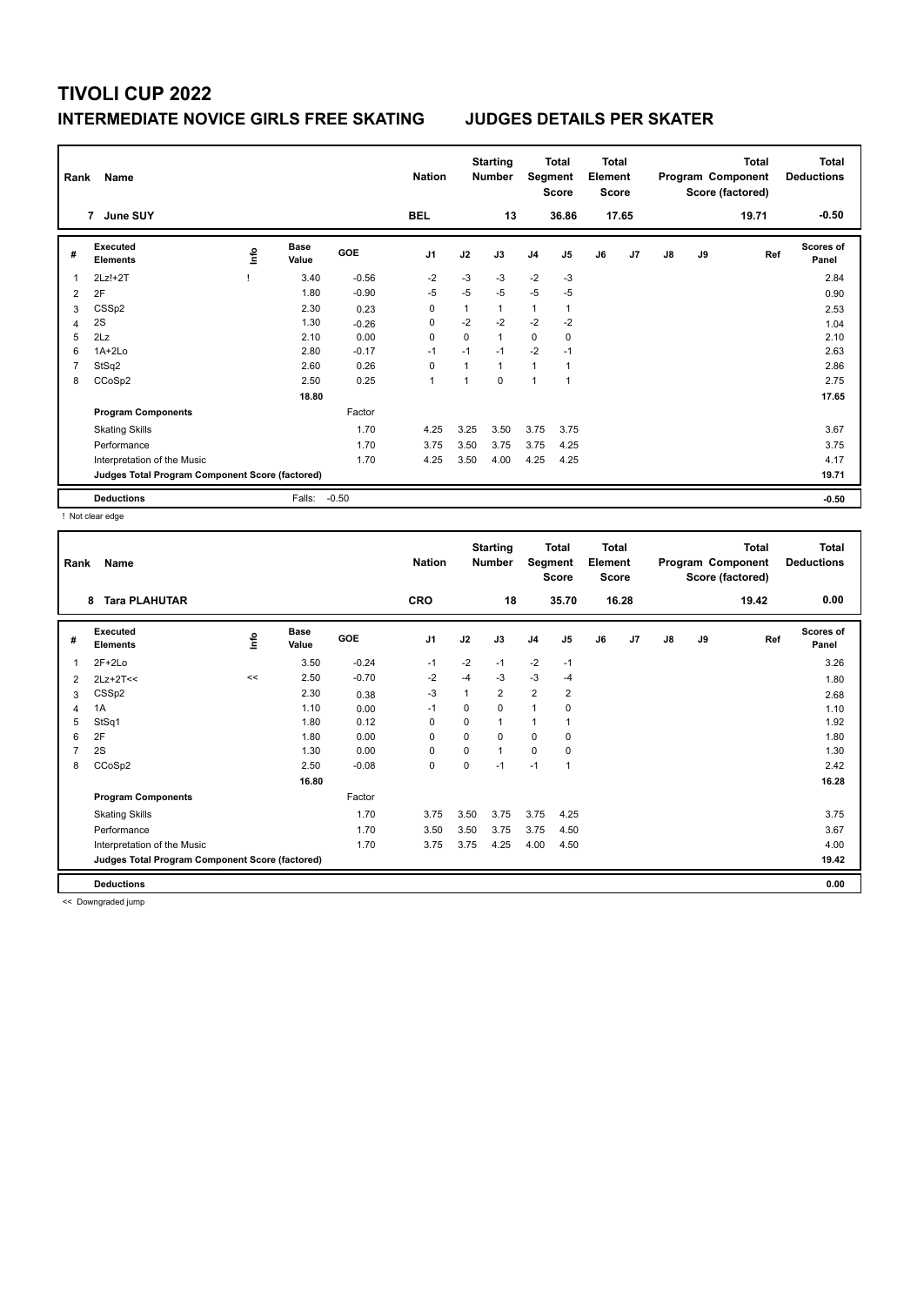# TIVOLI CUP 2022

## INTERMEDIATE NOVICE GIRLS FREE SKATING JUDGES DETAILS PER SKATER

| Rank | Name | Nation | Starting Number | Total Segment Score | Total Element Score | Total Program Component Score (factored) | Total Deductions |
|---|---|---|---|---|---|---|---|
| 7 | June SUY | BEL | 13 | 36.86 | 17.65 | 19.71 | -0.50 |

| # | Executed Elements | Info | Base Value | GOE | J1 | J2 | J3 | J4 | J5 | J6 | J7 | J8 | J9 | Ref | Scores of Panel |
|---|---|---|---|---|---|---|---|---|---|---|---|---|---|---|---|
| 1 | 2Lz!+2T | ! | 3.40 | -0.56 | -2 | -3 | -3 | -2 | -3 | | | | | | 2.84 |
| 2 | 2F | | 1.80 | -0.90 | -5 | -5 | -5 | -5 | -5 | | | | | | 0.90 |
| 3 | CSSp2 | | 2.30 | 0.23 | 0 | 1 | 1 | 1 | 1 | | | | | | 2.53 |
| 4 | 2S | | 1.30 | -0.26 | 0 | -2 | -2 | -2 | -2 | | | | | | 1.04 |
| 5 | 2Lz | | 2.10 | 0.00 | 0 | 0 | 1 | 0 | 0 | | | | | | 2.10 |
| 6 | 1A+2Lo | | 2.80 | -0.17 | -1 | -1 | -1 | -2 | -1 | | | | | | 2.63 |
| 7 | StSq2 | | 2.60 | 0.26 | 0 | 1 | 1 | 1 | 1 | | | | | | 2.86 |
| 8 | CCoSp2 | | 2.50 | 0.25 | 1 | 1 | 0 | 1 | 1 | | | | | | 2.75 |
| | | | 18.80 | | | | | | | | | | | | 17.65 |
| | **Program Components** | | | Factor | | | | | | | | | | | |
| | Skating Skills | | | 1.70 | 4.25 | 3.25 | 3.50 | 3.75 | 3.75 | | | | | | 3.67 |
| | Performance | | | 1.70 | 3.75 | 3.50 | 3.75 | 3.75 | 4.25 | | | | | | 3.75 |
| | Interpretation of the Music | | | 1.70 | 4.25 | 3.50 | 4.00 | 4.25 | 4.25 | | | | | | 4.17 |
| | **Judges Total Program Component Score (factored)** | | | | | | | | | | | | | | 19.71 |
| | **Deductions** | | Falls: | -0.50 | | | | | | | | | | | -0.50 |

! Not clear edge

| Rank | Name | Nation | Starting Number | Total Segment Score | Total Element Score | Total Program Component Score (factored) | Total Deductions |
|---|---|---|---|---|---|---|---|
| 8 | Tara PLAHUTAR | CRO | 18 | 35.70 | 16.28 | 19.42 | 0.00 |

| # | Executed Elements | Info | Base Value | GOE | J1 | J2 | J3 | J4 | J5 | J6 | J7 | J8 | J9 | Ref | Scores of Panel |
|---|---|---|---|---|---|---|---|---|---|---|---|---|---|---|---|
| 1 | 2F+2Lo | | 3.50 | -0.24 | -1 | -2 | -1 | -2 | -1 | | | | | | 3.26 |
| 2 | 2Lz+2T<< | << | 2.50 | -0.70 | -2 | -4 | -3 | -3 | -4 | | | | | | 1.80 |
| 3 | CSSp2 | | 2.30 | 0.38 | -3 | 1 | 2 | 2 | 2 | | | | | | 2.68 |
| 4 | 1A | | 1.10 | 0.00 | -1 | 0 | 0 | 1 | 0 | | | | | | 1.10 |
| 5 | StSq1 | | 1.80 | 0.12 | 0 | 0 | 1 | 1 | 1 | | | | | | 1.92 |
| 6 | 2F | | 1.80 | 0.00 | 0 | 0 | 0 | 0 | 0 | | | | | | 1.80 |
| 7 | 2S | | 1.30 | 0.00 | 0 | 0 | 1 | 0 | 0 | | | | | | 1.30 |
| 8 | CCoSp2 | | 2.50 | -0.08 | 0 | 0 | -1 | -1 | 1 | | | | | | 2.42 |
| | | | 16.80 | | | | | | | | | | | | 16.28 |
| | **Program Components** | | | Factor | | | | | | | | | | | |
| | Skating Skills | | | 1.70 | 3.75 | 3.50 | 3.75 | 3.75 | 4.25 | | | | | | 3.75 |
| | Performance | | | 1.70 | 3.50 | 3.50 | 3.75 | 3.75 | 4.50 | | | | | | 3.67 |
| | Interpretation of the Music | | | 1.70 | 3.75 | 3.75 | 4.25 | 4.00 | 4.50 | | | | | | 4.00 |
| | **Judges Total Program Component Score (factored)** | | | | | | | | | | | | | | 19.42 |
| | **Deductions** | | | | | | | | | | | | | | 0.00 |

<< Downgraded jump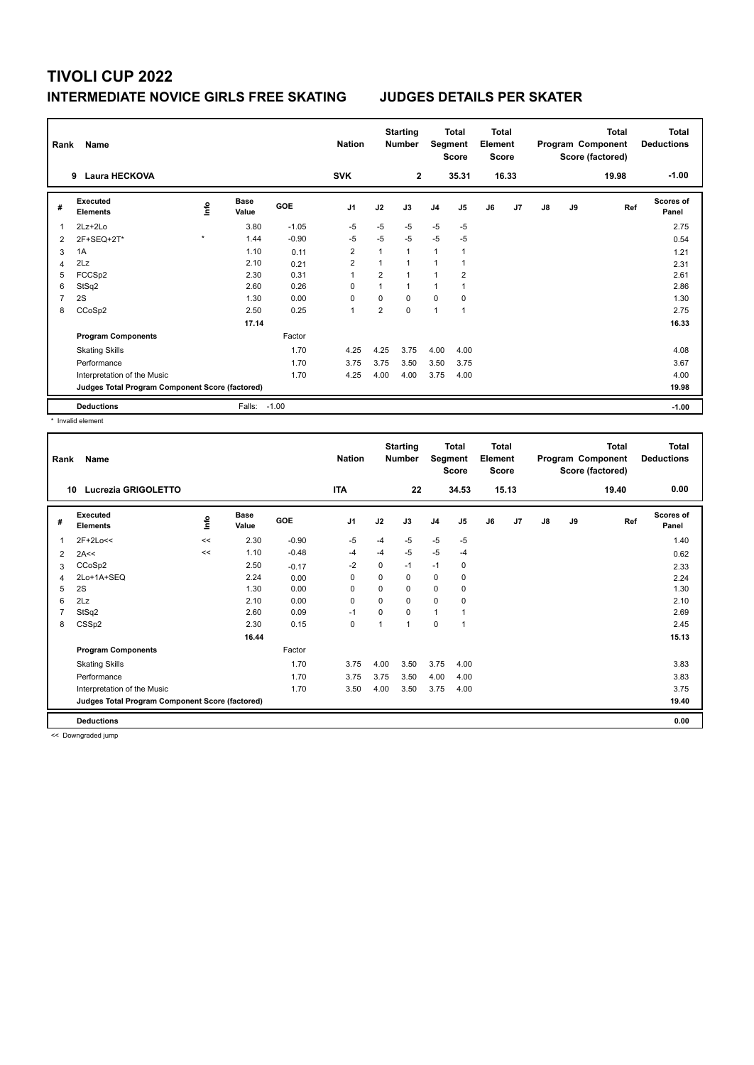# TIVOLI CUP 2022

## INTERMEDIATE NOVICE GIRLS FREE SKATING — JUDGES DETAILS PER SKATER

| Rank | Name | Nation | Starting Number | Total Segment Score | Total Element Score | Total Program Component Score (factored) | Total Deductions |
|---|---|---|---|---|---|---|---|
| 9 | Laura HECKOVA | SVK | 2 | 35.31 | 16.33 | 19.98 | -1.00 |

| # | Executed Elements | Info | Base Value | GOE | J1 | J2 | J3 | J4 | J5 | J6 | J7 | J8 | J9 | Ref | Scores of Panel |
|---|---|---|---|---|---|---|---|---|---|---|---|---|---|---|---|
| 1 | 2Lz+2Lo | | 3.80 | -1.05 | -5 | -5 | -5 | -5 | -5 | | | | | | 2.75 |
| 2 | 2F+SEQ+2T* | * | 1.44 | -0.90 | -5 | -5 | -5 | -5 | -5 | | | | | | 0.54 |
| 3 | 1A | | 1.10 | 0.11 | 2 | 1 | 1 | 1 | 1 | | | | | | 1.21 |
| 4 | 2Lz | | 2.10 | 0.21 | 2 | 1 | 1 | 1 | 1 | | | | | | 2.31 |
| 5 | FCCSp2 | | 2.30 | 0.31 | 1 | 2 | 1 | 1 | 2 | | | | | | 2.61 |
| 6 | StSq2 | | 2.60 | 0.26 | 0 | 1 | 1 | 1 | 1 | | | | | | 2.86 |
| 7 | 2S | | 1.30 | 0.00 | 0 | 0 | 0 | 0 | 0 | | | | | | 1.30 |
| 8 | CCoSp2 | | 2.50 | 0.25 | 1 | 2 | 0 | 1 | 1 | | | | | | 2.75 |
| | | | 17.14 | | | | | | | | | | | | 16.33 |
| | **Program Components** | | | Factor | | | | | | | | | | | |
| | Skating Skills | | | 1.70 | 4.25 | 4.25 | 3.75 | 4.00 | 4.00 | | | | | | 4.08 |
| | Performance | | | 1.70 | 3.75 | 3.75 | 3.50 | 3.50 | 3.75 | | | | | | 3.67 |
| | Interpretation of the Music | | | 1.70 | 4.25 | 4.00 | 4.00 | 3.75 | 4.00 | | | | | | 4.00 |
| | **Judges Total Program Component Score (factored)** | | | | | | | | | | | | | | 19.98 |
| | **Deductions** | | Falls: | -1.00 | | | | | | | | | | | -1.00 |

\* Invalid element

| Rank | Name | Nation | Starting Number | Total Segment Score | Total Element Score | Total Program Component Score (factored) | Total Deductions |
|---|---|---|---|---|---|---|---|
| 10 | Lucrezia GRIGOLETTO | ITA | 22 | 34.53 | 15.13 | 19.40 | 0.00 |

| # | Executed Elements | Info | Base Value | GOE | J1 | J2 | J3 | J4 | J5 | J6 | J7 | J8 | J9 | Ref | Scores of Panel |
|---|---|---|---|---|---|---|---|---|---|---|---|---|---|---|---|
| 1 | 2F+2Lo<< | << | 2.30 | -0.90 | -5 | -4 | -5 | -5 | -5 | | | | | | 1.40 |
| 2 | 2A<< | << | 1.10 | -0.48 | -4 | -4 | -5 | -5 | -4 | | | | | | 0.62 |
| 3 | CCoSp2 | | 2.50 | -0.17 | -2 | 0 | -1 | -1 | 0 | | | | | | 2.33 |
| 4 | 2Lo+1A+SEQ | | 2.24 | 0.00 | 0 | 0 | 0 | 0 | 0 | | | | | | 2.24 |
| 5 | 2S | | 1.30 | 0.00 | 0 | 0 | 0 | 0 | 0 | | | | | | 1.30 |
| 6 | 2Lz | | 2.10 | 0.00 | 0 | 0 | 0 | 0 | 0 | | | | | | 2.10 |
| 7 | StSq2 | | 2.60 | 0.09 | -1 | 0 | 0 | 1 | 1 | | | | | | 2.69 |
| 8 | CSSp2 | | 2.30 | 0.15 | 0 | 1 | 1 | 0 | 1 | | | | | | 2.45 |
| | | | 16.44 | | | | | | | | | | | | 15.13 |
| | **Program Components** | | | Factor | | | | | | | | | | | |
| | Skating Skills | | | 1.70 | 3.75 | 4.00 | 3.50 | 3.75 | 4.00 | | | | | | 3.83 |
| | Performance | | | 1.70 | 3.75 | 3.75 | 3.50 | 4.00 | 4.00 | | | | | | 3.83 |
| | Interpretation of the Music | | | 1.70 | 3.50 | 4.00 | 3.50 | 3.75 | 4.00 | | | | | | 3.75 |
| | **Judges Total Program Component Score (factored)** | | | | | | | | | | | | | | 19.40 |
| | **Deductions** | | | | | | | | | | | | | | 0.00 |

<< Downgraded jump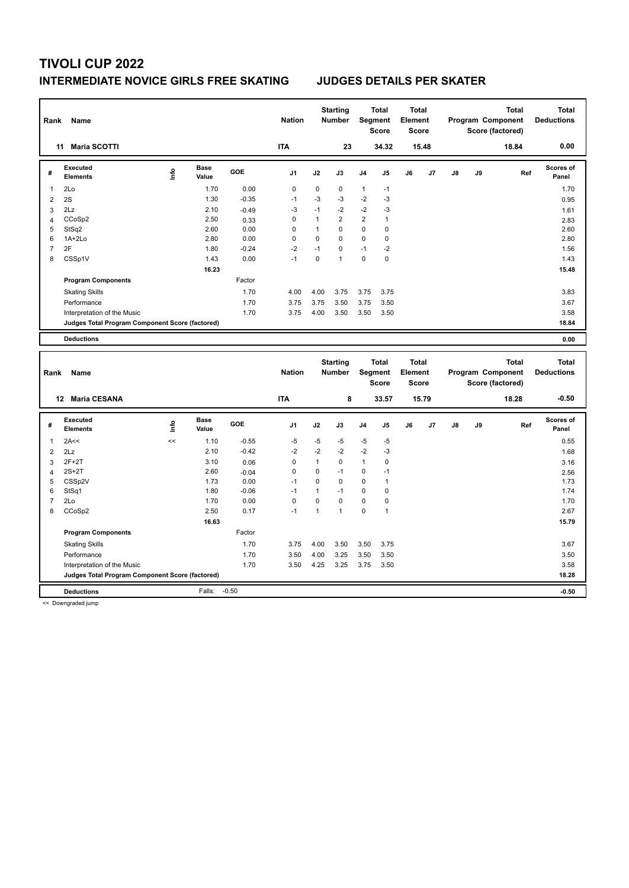# TIVOLI CUP 2022

## INTERMEDIATE NOVICE GIRLS FREE SKATING JUDGES DETAILS PER SKATER

| Rank | Name | Nation | Starting Number | Total Segment Score | Total Element Score | Total Program Component Score (factored) | Total Deductions |
|---|---|---|---|---|---|---|---|
| 11 | Maria SCOTTI | ITA | 23 | 34.32 | 15.48 | 18.84 | 0.00 |

| # | Executed Elements | Info | Base Value | GOE | J1 | J2 | J3 | J4 | J5 | J6 | J7 | J8 | J9 | Ref | Scores of Panel |
|---|---|---|---|---|---|---|---|---|---|---|---|---|---|---|---|
| 1 | 2Lo | | 1.70 | 0.00 | 0 | 0 | 0 | 1 | -1 | | | | | | 1.70 |
| 2 | 2S | | 1.30 | -0.35 | -1 | -3 | -3 | -2 | -3 | | | | | | 0.95 |
| 3 | 2Lz | | 2.10 | -0.49 | -3 | -1 | -2 | -2 | -3 | | | | | | 1.61 |
| 4 | CCoSp2 | | 2.50 | 0.33 | 0 | 1 | 2 | 2 | 1 | | | | | | 2.83 |
| 5 | StSq2 | | 2.60 | 0.00 | 0 | 1 | 0 | 0 | 0 | | | | | | 2.60 |
| 6 | 1A+2Lo | | 2.80 | 0.00 | 0 | 0 | 0 | 0 | 0 | | | | | | 2.80 |
| 7 | 2F | | 1.80 | -0.24 | -2 | -1 | 0 | -1 | -2 | | | | | | 1.56 |
| 8 | CSSp1V | | 1.43 | 0.00 | -1 | 0 | 1 | 0 | 0 | | | | | | 1.43 |
| | | | 16.23 | | | | | | | | | | | | 15.48 |
| | **Program Components** | | | Factor | | | | | | | | | | | |
| | Skating Skills | | | 1.70 | 4.00 | 4.00 | 3.75 | 3.75 | 3.75 | | | | | | 3.83 |
| | Performance | | | 1.70 | 3.75 | 3.75 | 3.50 | 3.75 | 3.50 | | | | | | 3.67 |
| | Interpretation of the Music | | | 1.70 | 3.75 | 4.00 | 3.50 | 3.50 | 3.50 | | | | | | 3.58 |
| | **Judges Total Program Component Score (factored)** | | | | | | | | | | | | | | 18.84 |
| | **Deductions** | | | | | | | | | | | | | | 0.00 |

| Rank | Name | Nation | Starting Number | Total Segment Score | Total Element Score | Total Program Component Score (factored) | Total Deductions |
|---|---|---|---|---|---|---|---|
| 12 | Maria CESANA | ITA | 8 | 33.57 | 15.79 | 18.28 | -0.50 |

| # | Executed Elements | Info | Base Value | GOE | J1 | J2 | J3 | J4 | J5 | J6 | J7 | J8 | J9 | Ref | Scores of Panel |
|---|---|---|---|---|---|---|---|---|---|---|---|---|---|---|---|
| 1 | 2A<< | << | 1.10 | -0.55 | -5 | -5 | -5 | -5 | -5 | | | | | | 0.55 |
| 2 | 2Lz | | 2.10 | -0.42 | -2 | -2 | -2 | -2 | -3 | | | | | | 1.68 |
| 3 | 2F+2T | | 3.10 | 0.06 | 0 | 1 | 0 | 1 | 0 | | | | | | 3.16 |
| 4 | 2S+2T | | 2.60 | -0.04 | 0 | 0 | -1 | 0 | -1 | | | | | | 2.56 |
| 5 | CSSp2V | | 1.73 | 0.00 | -1 | 0 | 0 | 0 | 1 | | | | | | 1.73 |
| 6 | StSq1 | | 1.80 | -0.06 | -1 | 1 | -1 | 0 | 0 | | | | | | 1.74 |
| 7 | 2Lo | | 1.70 | 0.00 | 0 | 0 | 0 | 0 | 0 | | | | | | 1.70 |
| 8 | CCoSp2 | | 2.50 | 0.17 | -1 | 1 | 1 | 0 | 1 | | | | | | 2.67 |
| | | | 16.63 | | | | | | | | | | | | 15.79 |
| | **Program Components** | | | Factor | | | | | | | | | | | |
| | Skating Skills | | | 1.70 | 3.75 | 4.00 | 3.50 | 3.50 | 3.75 | | | | | | 3.67 |
| | Performance | | | 1.70 | 3.50 | 4.00 | 3.25 | 3.50 | 3.50 | | | | | | 3.50 |
| | Interpretation of the Music | | | 1.70 | 3.50 | 4.25 | 3.25 | 3.75 | 3.50 | | | | | | 3.58 |
| | **Judges Total Program Component Score (factored)** | | | | | | | | | | | | | | 18.28 |
| | **Deductions** | | Falls: | -0.50 | | | | | | | | | | | -0.50 |

<< Downgraded jump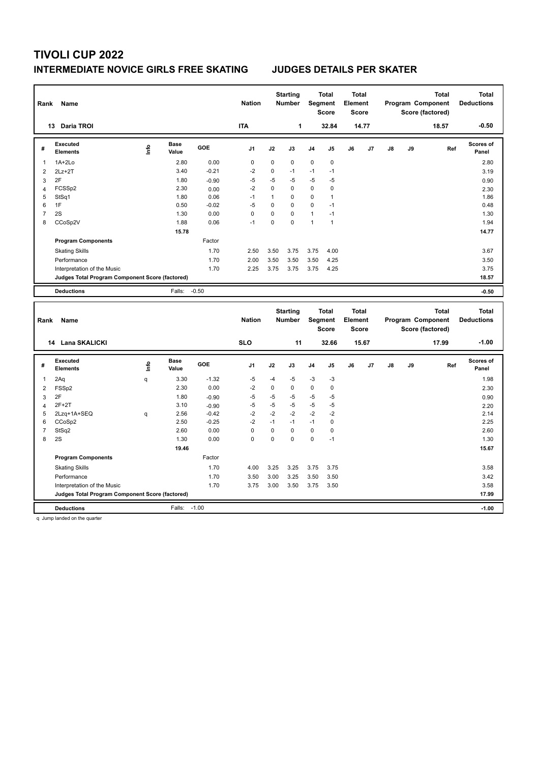# TIVOLI CUP 2022

## INTERMEDIATE NOVICE GIRLS FREE SKATING JUDGES DETAILS PER SKATER

| Rank | Name | Nation | Starting Number | Total Segment Score | Total Element Score | Total Program Component Score (factored) | Total Deductions |
|---|---|---|---|---|---|---|---|
| 13 | Daria TROI | ITA | 1 | 32.84 | 14.77 | 18.57 | -0.50 |

| # | Executed Elements | Info | Base Value | GOE | J1 | J2 | J3 | J4 | J5 | J6 | J7 | J8 | J9 | Ref | Scores of Panel |
|---|---|---|---|---|---|---|---|---|---|---|---|---|---|---|---|
| 1 | 1A+2Lo | | 2.80 | 0.00 | 0 | 0 | 0 | 0 | 0 | | | | | | 2.80 |
| 2 | 2Lz+2T | | 3.40 | -0.21 | -2 | 0 | -1 | -1 | -1 | | | | | | 3.19 |
| 3 | 2F | | 1.80 | -0.90 | -5 | -5 | -5 | -5 | -5 | | | | | | 0.90 |
| 4 | FCSSp2 | | 2.30 | 0.00 | -2 | 0 | 0 | 0 | 0 | | | | | | 2.30 |
| 5 | StSq1 | | 1.80 | 0.06 | -1 | 1 | 0 | 0 | 1 | | | | | | 1.86 |
| 6 | 1F | | 0.50 | -0.02 | -5 | 0 | 0 | 0 | -1 | | | | | | 0.48 |
| 7 | 2S | | 1.30 | 0.00 | 0 | 0 | 0 | 1 | -1 | | | | | | 1.30 |
| 8 | CCoSp2V | | 1.88 | 0.06 | -1 | 0 | 0 | 1 | 1 | | | | | | 1.94 |
| | | | 15.78 | | | | | | | | | | | | 14.77 |
| | **Program Components** | | | Factor | | | | | | | | | | | |
| | Skating Skills | | | 1.70 | 2.50 | 3.50 | 3.75 | 3.75 | 4.00 | | | | | | 3.67 |
| | Performance | | | 1.70 | 2.00 | 3.50 | 3.50 | 3.50 | 4.25 | | | | | | 3.50 |
| | Interpretation of the Music | | | 1.70 | 2.25 | 3.75 | 3.75 | 3.75 | 4.25 | | | | | | 3.75 |
| | **Judges Total Program Component Score (factored)** | | | | | | | | | | | | | | 18.57 |
| | **Deductions** | | Falls: | -0.50 | | | | | | | | | | | -0.50 |

| Rank | Name | Nation | Starting Number | Total Segment Score | Total Element Score | Total Program Component Score (factored) | Total Deductions |
|---|---|---|---|---|---|---|---|
| 14 | Lana SKALICKI | SLO | 11 | 32.66 | 15.67 | 17.99 | -1.00 |

| # | Executed Elements | Info | Base Value | GOE | J1 | J2 | J3 | J4 | J5 | J6 | J7 | J8 | J9 | Ref | Scores of Panel |
|---|---|---|---|---|---|---|---|---|---|---|---|---|---|---|---|
| 1 | 2Aq | q | 3.30 | -1.32 | -5 | -4 | -5 | -3 | -3 | | | | | | 1.98 |
| 2 | FSSp2 | | 2.30 | 0.00 | -2 | 0 | 0 | 0 | 0 | | | | | | 2.30 |
| 3 | 2F | | 1.80 | -0.90 | -5 | -5 | -5 | -5 | -5 | | | | | | 0.90 |
| 4 | 2F+2T | | 3.10 | -0.90 | -5 | -5 | -5 | -5 | -5 | | | | | | 2.20 |
| 5 | 2Lzq+1A+SEQ | q | 2.56 | -0.42 | -2 | -2 | -2 | -2 | -2 | | | | | | 2.14 |
| 6 | CCoSp2 | | 2.50 | -0.25 | -2 | -1 | -1 | -1 | 0 | | | | | | 2.25 |
| 7 | StSq2 | | 2.60 | 0.00 | 0 | 0 | 0 | 0 | 0 | | | | | | 2.60 |
| 8 | 2S | | 1.30 | 0.00 | 0 | 0 | 0 | 0 | -1 | | | | | | 1.30 |
| | | | 19.46 | | | | | | | | | | | | 15.67 |
| | **Program Components** | | | Factor | | | | | | | | | | | |
| | Skating Skills | | | 1.70 | 4.00 | 3.25 | 3.25 | 3.75 | 3.75 | | | | | | 3.58 |
| | Performance | | | 1.70 | 3.50 | 3.00 | 3.25 | 3.50 | 3.50 | | | | | | 3.42 |
| | Interpretation of the Music | | | 1.70 | 3.75 | 3.00 | 3.50 | 3.75 | 3.50 | | | | | | 3.58 |
| | **Judges Total Program Component Score (factored)** | | | | | | | | | | | | | | 17.99 |
| | **Deductions** | | Falls: | -1.00 | | | | | | | | | | | -1.00 |

q Jump landed on the quarter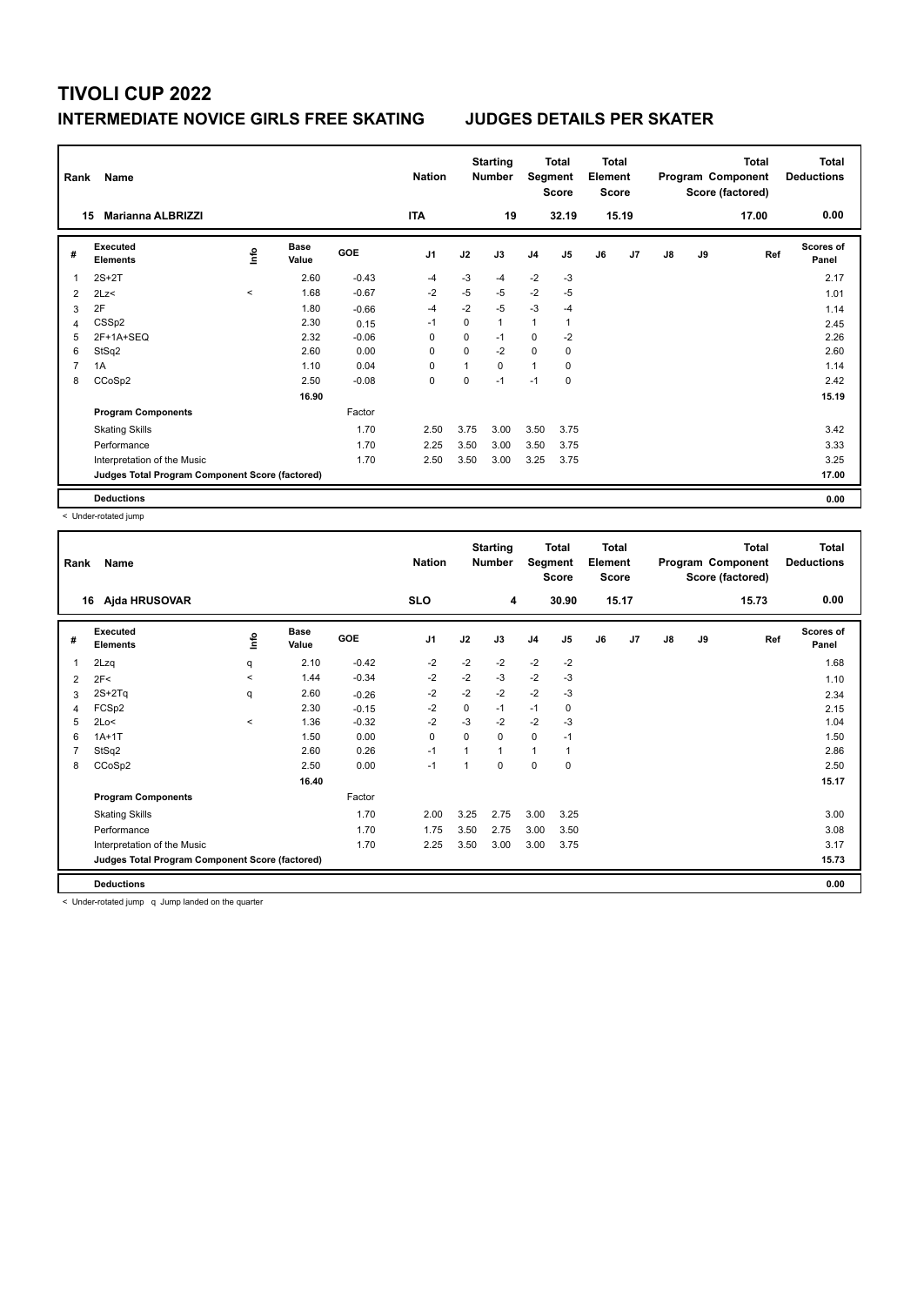# TIVOLI CUP 2022

## INTERMEDIATE NOVICE GIRLS FREE SKATING JUDGES DETAILS PER SKATER

| Rank | Name | Nation | Starting Number | Total Segment Score | Total Element Score | Total Program Component Score (factored) | Total Deductions |
|---|---|---|---|---|---|---|---|
| 15 | Marianna ALBRIZZI | ITA | 19 | 32.19 | 15.19 | 17.00 | 0.00 |

| # | Executed Elements | Info | Base Value | GOE | J1 | J2 | J3 | J4 | J5 | J6 | J7 | J8 | J9 | Ref | Scores of Panel |
|---|---|---|---|---|---|---|---|---|---|---|---|---|---|---|---|
| 1 | 2S+2T | | 2.60 | -0.43 | -4 | -3 | -4 | -2 | -3 | | | | | | 2.17 |
| 2 | 2Lz< | < | 1.68 | -0.67 | -2 | -5 | -5 | -2 | -5 | | | | | | 1.01 |
| 3 | 2F | | 1.80 | -0.66 | -4 | -2 | -5 | -3 | -4 | | | | | | 1.14 |
| 4 | CSSp2 | | 2.30 | 0.15 | -1 | 0 | 1 | 1 | 1 | | | | | | 2.45 |
| 5 | 2F+1A+SEQ | | 2.32 | -0.06 | 0 | 0 | -1 | 0 | -2 | | | | | | 2.26 |
| 6 | StSq2 | | 2.60 | 0.00 | 0 | 0 | -2 | 0 | 0 | | | | | | 2.60 |
| 7 | 1A | | 1.10 | 0.04 | 0 | 1 | 0 | 1 | 0 | | | | | | 1.14 |
| 8 | CCoSp2 | | 2.50 | -0.08 | 0 | 0 | -1 | -1 | 0 | | | | | | 2.42 |
| | | | 16.90 | | | | | | | | | | | | 15.19 |
| | **Program Components** | | | Factor | | | | | | | | | | | |
| | Skating Skills | | | 1.70 | 2.50 | 3.75 | 3.00 | 3.50 | 3.75 | | | | | | 3.42 |
| | Performance | | | 1.70 | 2.25 | 3.50 | 3.00 | 3.50 | 3.75 | | | | | | 3.33 |
| | Interpretation of the Music | | | 1.70 | 2.50 | 3.50 | 3.00 | 3.25 | 3.75 | | | | | | 3.25 |
| | **Judges Total Program Component Score (factored)** | | | | | | | | | | | | | | 17.00 |
| | **Deductions** | | | | | | | | | | | | | | 0.00 |

< Under-rotated jump

| Rank | Name | Nation | Starting Number | Total Segment Score | Total Element Score | Total Program Component Score (factored) | Total Deductions |
|---|---|---|---|---|---|---|---|
| 16 | Ajda HRUSOVAR | SLO | 4 | 30.90 | 15.17 | 15.73 | 0.00 |

| # | Executed Elements | Info | Base Value | GOE | J1 | J2 | J3 | J4 | J5 | J6 | J7 | J8 | J9 | Ref | Scores of Panel |
|---|---|---|---|---|---|---|---|---|---|---|---|---|---|---|---|
| 1 | 2Lzq | q | 2.10 | -0.42 | -2 | -2 | -2 | -2 | -2 | | | | | | 1.68 |
| 2 | 2F< | < | 1.44 | -0.34 | -2 | -2 | -3 | -2 | -3 | | | | | | 1.10 |
| 3 | 2S+2Tq | q | 2.60 | -0.26 | -2 | -2 | -2 | -2 | -3 | | | | | | 2.34 |
| 4 | FCSp2 | | 2.30 | -0.15 | -2 | 0 | -1 | -1 | 0 | | | | | | 2.15 |
| 5 | 2Lo< | < | 1.36 | -0.32 | -2 | -3 | -2 | -2 | -3 | | | | | | 1.04 |
| 6 | 1A+1T | | 1.50 | 0.00 | 0 | 0 | 0 | 0 | -1 | | | | | | 1.50 |
| 7 | StSq2 | | 2.60 | 0.26 | -1 | 1 | 1 | 1 | 1 | | | | | | 2.86 |
| 8 | CCoSp2 | | 2.50 | 0.00 | -1 | 1 | 0 | 0 | 0 | | | | | | 2.50 |
| | | | 16.40 | | | | | | | | | | | | 15.17 |
| | **Program Components** | | | Factor | | | | | | | | | | | |
| | Skating Skills | | | 1.70 | 2.00 | 3.25 | 2.75 | 3.00 | 3.25 | | | | | | 3.00 |
| | Performance | | | 1.70 | 1.75 | 3.50 | 2.75 | 3.00 | 3.50 | | | | | | 3.08 |
| | Interpretation of the Music | | | 1.70 | 2.25 | 3.50 | 3.00 | 3.00 | 3.75 | | | | | | 3.17 |
| | **Judges Total Program Component Score (factored)** | | | | | | | | | | | | | | 15.73 |
| | **Deductions** | | | | | | | | | | | | | | 0.00 |

< Under-rotated jump q Jump landed on the quarter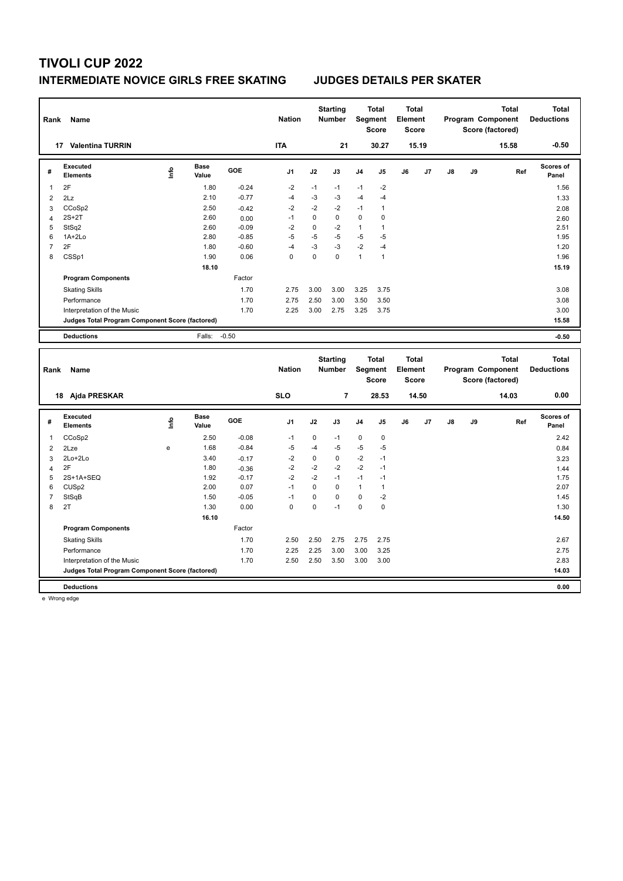# TIVOLI CUP 2022

## INTERMEDIATE NOVICE GIRLS FREE SKATING — JUDGES DETAILS PER SKATER

| Rank | Name | Nation | Starting Number | Total Segment Score | Total Element Score | Total Program Component Score (factored) | Total Deductions |
|---|---|---|---|---|---|---|---|
| 17 | Valentina TURRIN | ITA | 21 | 30.27 | 15.19 | 15.58 | -0.50 |

| # | Executed Elements | Info | Base Value | GOE | J1 | J2 | J3 | J4 | J5 | J6 | J7 | J8 | J9 | Ref | Scores of Panel |
|---|---|---|---|---|---|---|---|---|---|---|---|---|---|---|---|
| 1 | 2F | | 1.80 | -0.24 | -2 | -1 | -1 | -1 | -2 | | | | | | 1.56 |
| 2 | 2Lz | | 2.10 | -0.77 | -4 | -3 | -3 | -4 | -4 | | | | | | 1.33 |
| 3 | CCoSp2 | | 2.50 | -0.42 | -2 | -2 | -2 | -1 | 1 | | | | | | 2.08 |
| 4 | 2S+2T | | 2.60 | 0.00 | -1 | 0 | 0 | 0 | 0 | | | | | | 2.60 |
| 5 | StSq2 | | 2.60 | -0.09 | -2 | 0 | -2 | 1 | 1 | | | | | | 2.51 |
| 6 | 1A+2Lo | | 2.80 | -0.85 | -5 | -5 | -5 | -5 | -5 | | | | | | 1.95 |
| 7 | 2F | | 1.80 | -0.60 | -4 | -3 | -3 | -2 | -4 | | | | | | 1.20 |
| 8 | CSSp1 | | 1.90 | 0.06 | 0 | 0 | 0 | 1 | 1 | | | | | | 1.96 |
| | | | 18.10 | | | | | | | | | | | | 15.19 |

| Program Components | Factor | J1 | J2 | J3 | J4 | J5 | J6 | J7 | J8 | J9 | Scores of Panel |
|---|---|---|---|---|---|---|---|---|---|---|---|
| Skating Skills | 1.70 | 2.75 | 3.00 | 3.00 | 3.25 | 3.75 | | | | | 3.08 |
| Performance | 1.70 | 2.75 | 2.50 | 3.00 | 3.50 | 3.50 | | | | | 3.08 |
| Interpretation of the Music | 1.70 | 2.25 | 3.00 | 2.75 | 3.25 | 3.75 | | | | | 3.00 |
| Judges Total Program Component Score (factored) | | | | | | | | | | | 15.58 |

| Deductions | Falls: -0.50 | -0.50 |
|---|---|---|

| Rank | Name | Nation | Starting Number | Total Segment Score | Total Element Score | Total Program Component Score (factored) | Total Deductions |
|---|---|---|---|---|---|---|---|
| 18 | Ajda PRESKAR | SLO | 7 | 28.53 | 14.50 | 14.03 | 0.00 |

| # | Executed Elements | Info | Base Value | GOE | J1 | J2 | J3 | J4 | J5 | J6 | J7 | J8 | J9 | Ref | Scores of Panel |
|---|---|---|---|---|---|---|---|---|---|---|---|---|---|---|---|
| 1 | CCoSp2 | | 2.50 | -0.08 | -1 | 0 | -1 | 0 | 0 | | | | | | 2.42 |
| 2 | 2Lze | e | 1.68 | -0.84 | -5 | -4 | -5 | -5 | -5 | | | | | | 0.84 |
| 3 | 2Lo+2Lo | | 3.40 | -0.17 | -2 | 0 | 0 | -2 | -1 | | | | | | 3.23 |
| 4 | 2F | | 1.80 | -0.36 | -2 | -2 | -2 | -2 | -1 | | | | | | 1.44 |
| 5 | 2S+1A+SEQ | | 1.92 | -0.17 | -2 | -2 | -1 | -1 | -1 | | | | | | 1.75 |
| 6 | CUSp2 | | 2.00 | 0.07 | -1 | 0 | 0 | 1 | 1 | | | | | | 2.07 |
| 7 | StSqB | | 1.50 | -0.05 | -1 | 0 | 0 | 0 | -2 | | | | | | 1.45 |
| 8 | 2T | | 1.30 | 0.00 | 0 | 0 | -1 | 0 | 0 | | | | | | 1.30 |
| | | | 16.10 | | | | | | | | | | | | 14.50 |

| Program Components | Factor | J1 | J2 | J3 | J4 | J5 | J6 | J7 | J8 | J9 | Scores of Panel |
|---|---|---|---|---|---|---|---|---|---|---|---|
| Skating Skills | 1.70 | 2.50 | 2.50 | 2.75 | 2.75 | 2.75 | | | | | 2.67 |
| Performance | 1.70 | 2.25 | 2.25 | 3.00 | 3.00 | 3.25 | | | | | 2.75 |
| Interpretation of the Music | 1.70 | 2.50 | 2.50 | 3.50 | 3.00 | 3.00 | | | | | 2.83 |
| Judges Total Program Component Score (factored) | | | | | | | | | | | 14.03 |

| Deductions | | 0.00 |
|---|---|---|

e Wrong edge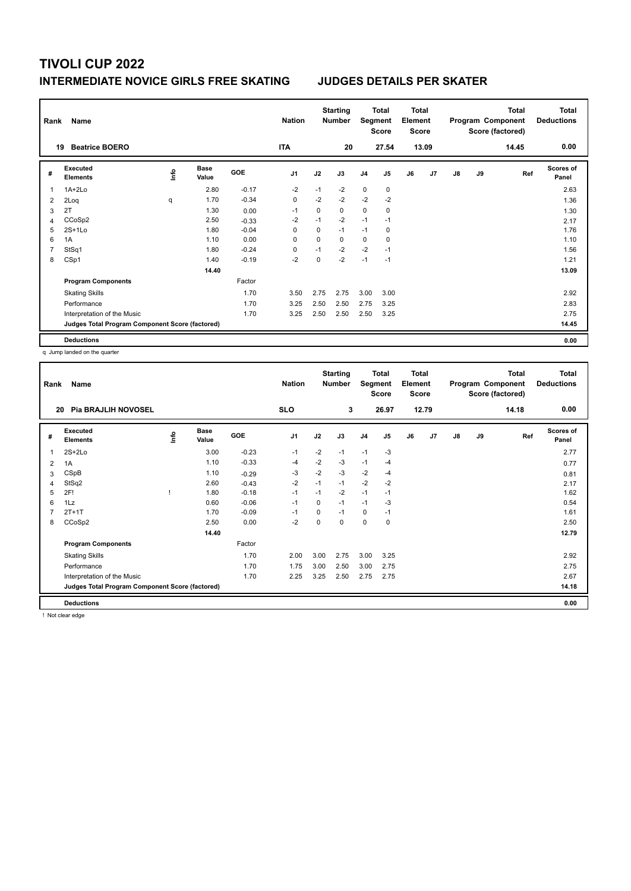# TIVOLI CUP 2022

## INTERMEDIATE NOVICE GIRLS FREE SKATING — JUDGES DETAILS PER SKATER

| Rank | Name | Nation | Starting Number | Total Segment Score | Total Element Score | Total Program Component Score (factored) | Total Deductions |
|---|---|---|---|---|---|---|---|
| 19 | Beatrice BOERO | ITA | 20 | 27.54 | 13.09 | 14.45 | 0.00 |

| # | Executed Elements | Info | Base Value | GOE | J1 | J2 | J3 | J4 | J5 | J6 | J7 | J8 | J9 | Ref | Scores of Panel |
|---|---|---|---|---|---|---|---|---|---|---|---|---|---|---|---|
| 1 | 1A+2Lo | | 2.80 | -0.17 | -2 | -1 | -2 | 0 | 0 | | | | | | 2.63 |
| 2 | 2Loq | q | 1.70 | -0.34 | 0 | -2 | -2 | -2 | -2 | | | | | | 1.36 |
| 3 | 2T | | 1.30 | 0.00 | -1 | 0 | 0 | 0 | 0 | | | | | | 1.30 |
| 4 | CCoSp2 | | 2.50 | -0.33 | -2 | -1 | -2 | -1 | -1 | | | | | | 2.17 |
| 5 | 2S+1Lo | | 1.80 | -0.04 | 0 | 0 | -1 | -1 | 0 | | | | | | 1.76 |
| 6 | 1A | | 1.10 | 0.00 | 0 | 0 | 0 | 0 | 0 | | | | | | 1.10 |
| 7 | StSq1 | | 1.80 | -0.24 | 0 | -1 | -2 | -2 | -1 | | | | | | 1.56 |
| 8 | CSp1 | | 1.40 | -0.19 | -2 | 0 | -2 | -1 | -1 | | | | | | 1.21 |
| | | | 14.40 | | | | | | | | | | | | 13.09 |
| | **Program Components** | | | Factor | | | | | | | | | | | |
| | Skating Skills | | | 1.70 | 3.50 | 2.75 | 2.75 | 3.00 | 3.00 | | | | | | 2.92 |
| | Performance | | | 1.70 | 3.25 | 2.50 | 2.50 | 2.75 | 3.25 | | | | | | 2.83 |
| | Interpretation of the Music | | | 1.70 | 3.25 | 2.50 | 2.50 | 2.50 | 3.25 | | | | | | 2.75 |
| | **Judges Total Program Component Score (factored)** | | | | | | | | | | | | | | 14.45 |
| | **Deductions** | | | | | | | | | | | | | | 0.00 |

q Jump landed on the quarter

| Rank | Name | Nation | Starting Number | Total Segment Score | Total Element Score | Total Program Component Score (factored) | Total Deductions |
|---|---|---|---|---|---|---|---|
| 20 | Pia BRAJLIH NOVOSEL | SLO | 3 | 26.97 | 12.79 | 14.18 | 0.00 |

| # | Executed Elements | Info | Base Value | GOE | J1 | J2 | J3 | J4 | J5 | J6 | J7 | J8 | J9 | Ref | Scores of Panel |
|---|---|---|---|---|---|---|---|---|---|---|---|---|---|---|---|
| 1 | 2S+2Lo | | 3.00 | -0.23 | -1 | -2 | -1 | -1 | -3 | | | | | | 2.77 |
| 2 | 1A | | 1.10 | -0.33 | -4 | -2 | -3 | -1 | -4 | | | | | | 0.77 |
| 3 | CSpB | | 1.10 | -0.29 | -3 | -2 | -3 | -2 | -4 | | | | | | 0.81 |
| 4 | StSq2 | | 2.60 | -0.43 | -2 | -1 | -1 | -2 | -2 | | | | | | 2.17 |
| 5 | 2F! | ! | 1.80 | -0.18 | -1 | -1 | -2 | -1 | -1 | | | | | | 1.62 |
| 6 | 1Lz | | 0.60 | -0.06 | -1 | 0 | -1 | -1 | -3 | | | | | | 0.54 |
| 7 | 2T+1T | | 1.70 | -0.09 | -1 | 0 | -1 | 0 | -1 | | | | | | 1.61 |
| 8 | CCoSp2 | | 2.50 | 0.00 | -2 | 0 | 0 | 0 | 0 | | | | | | 2.50 |
| | | | 14.40 | | | | | | | | | | | | 12.79 |
| | **Program Components** | | | Factor | | | | | | | | | | | |
| | Skating Skills | | | 1.70 | 2.00 | 3.00 | 2.75 | 3.00 | 3.25 | | | | | | 2.92 |
| | Performance | | | 1.70 | 1.75 | 3.00 | 2.50 | 3.00 | 2.75 | | | | | | 2.75 |
| | Interpretation of the Music | | | 1.70 | 2.25 | 3.25 | 2.50 | 2.75 | 2.75 | | | | | | 2.67 |
| | **Judges Total Program Component Score (factored)** | | | | | | | | | | | | | | 14.18 |
| | **Deductions** | | | | | | | | | | | | | | 0.00 |

! Not clear edge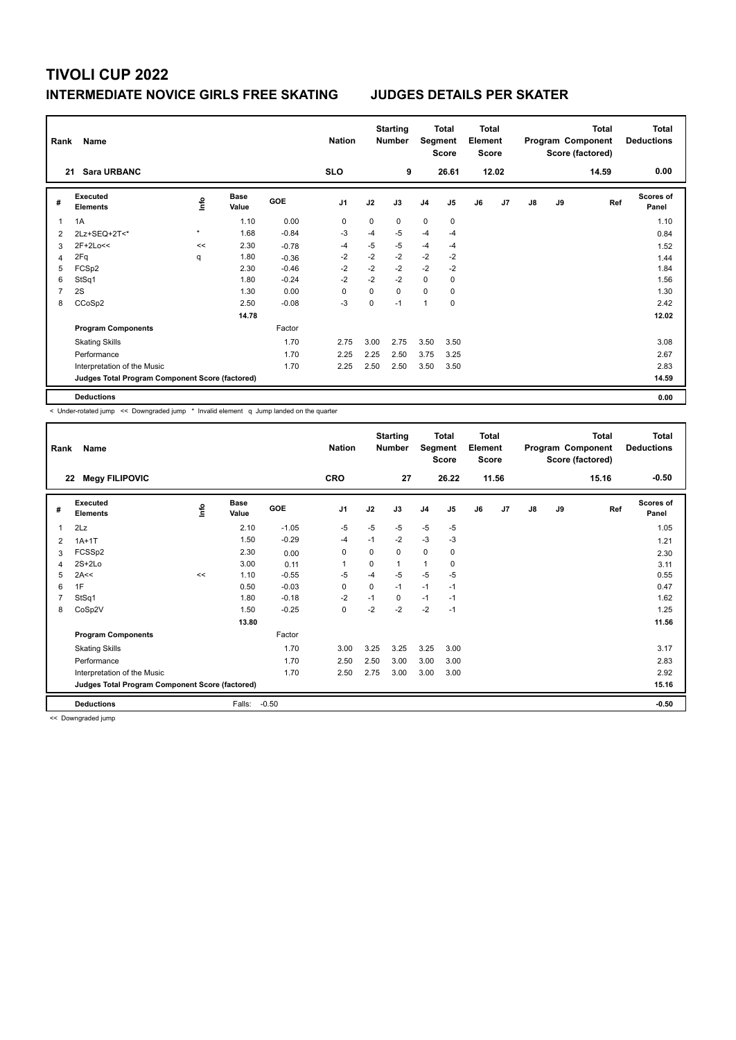# TIVOLI CUP 2022

## INTERMEDIATE NOVICE GIRLS FREE SKATING　　JUDGES DETAILS PER SKATER

| Rank | Name | Nation | Starting Number | Total Segment Score | Total Element Score | Total Program Component Score (factored) | Total Deductions |
|---|---|---|---|---|---|---|---|
| 21 | Sara URBANC | SLO | 9 | 26.61 | 12.02 | 14.59 | 0.00 |

| # | Executed Elements | Info | Base Value | GOE | J1 | J2 | J3 | J4 | J5 | J6 | J7 | J8 | J9 | Ref | Scores of Panel |
|---|---|---|---|---|---|---|---|---|---|---|---|---|---|---|---|
| 1 | 1A | | 1.10 | 0.00 | 0 | 0 | 0 | 0 | 0 | | | | | | 1.10 |
| 2 | 2Lz+SEQ+2T<* | * | 1.68 | -0.84 | -3 | -4 | -5 | -4 | -4 | | | | | | 0.84 |
| 3 | 2F+2Lo<< | << | 2.30 | -0.78 | -4 | -5 | -5 | -4 | -4 | | | | | | 1.52 |
| 4 | 2Fq | q | 1.80 | -0.36 | -2 | -2 | -2 | -2 | -2 | | | | | | 1.44 |
| 5 | FCSp2 | | 2.30 | -0.46 | -2 | -2 | -2 | -2 | -2 | | | | | | 1.84 |
| 6 | StSq1 | | 1.80 | -0.24 | -2 | -2 | -2 | 0 | 0 | | | | | | 1.56 |
| 7 | 2S | | 1.30 | 0.00 | 0 | 0 | 0 | 0 | 0 | | | | | | 1.30 |
| 8 | CCoSp2 | | 2.50 | -0.08 | -3 | 0 | -1 | 1 | 0 | | | | | | 2.42 |
| | | | 14.78 | | | | | | | | | | | | 12.02 |
| | Program Components | | | Factor | | | | | | | | | | | |
| | Skating Skills | | | 1.70 | 2.75 | 3.00 | 2.75 | 3.50 | 3.50 | | | | | | 3.08 |
| | Performance | | | 1.70 | 2.25 | 2.25 | 2.50 | 3.75 | 3.25 | | | | | | 2.67 |
| | Interpretation of the Music | | | 1.70 | 2.25 | 2.50 | 2.50 | 3.50 | 3.50 | | | | | | 2.83 |
| | Judges Total Program Component Score (factored) | | | | | | | | | | | | | | 14.59 |
| | Deductions | | | | | | | | | | | | | | 0.00 |

< Under-rotated jump << Downgraded jump * Invalid element q Jump landed on the quarter

| Rank | Name | Nation | Starting Number | Total Segment Score | Total Element Score | Total Program Component Score (factored) | Total Deductions |
|---|---|---|---|---|---|---|---|
| 22 | Megy FILIPOVIC | CRO | 27 | 26.22 | 11.56 | 15.16 | -0.50 |

| # | Executed Elements | Info | Base Value | GOE | J1 | J2 | J3 | J4 | J5 | J6 | J7 | J8 | J9 | Ref | Scores of Panel |
|---|---|---|---|---|---|---|---|---|---|---|---|---|---|---|---|
| 1 | 2Lz | | 2.10 | -1.05 | -5 | -5 | -5 | -5 | -5 | | | | | | 1.05 |
| 2 | 1A+1T | | 1.50 | -0.29 | -4 | -1 | -2 | -3 | -3 | | | | | | 1.21 |
| 3 | FCSSp2 | | 2.30 | 0.00 | 0 | 0 | 0 | 0 | 0 | | | | | | 2.30 |
| 4 | 2S+2Lo | | 3.00 | 0.11 | 1 | 0 | 1 | 1 | 0 | | | | | | 3.11 |
| 5 | 2A<< | << | 1.10 | -0.55 | -5 | -4 | -5 | -5 | -5 | | | | | | 0.55 |
| 6 | 1F | | 0.50 | -0.03 | 0 | 0 | -1 | -1 | -1 | | | | | | 0.47 |
| 7 | StSq1 | | 1.80 | -0.18 | -2 | -1 | 0 | -1 | -1 | | | | | | 1.62 |
| 8 | CoSp2V | | 1.50 | -0.25 | 0 | -2 | -2 | -2 | -1 | | | | | | 1.25 |
| | | | 13.80 | | | | | | | | | | | | 11.56 |
| | Program Components | | | Factor | | | | | | | | | | | |
| | Skating Skills | | | 1.70 | 3.00 | 3.25 | 3.25 | 3.25 | 3.00 | | | | | | 3.17 |
| | Performance | | | 1.70 | 2.50 | 2.50 | 3.00 | 3.00 | 3.00 | | | | | | 2.83 |
| | Interpretation of the Music | | | 1.70 | 2.50 | 2.75 | 3.00 | 3.00 | 3.00 | | | | | | 2.92 |
| | Judges Total Program Component Score (factored) | | | | | | | | | | | | | | 15.16 |
| | Deductions | | Falls: | -0.50 | | | | | | | | | | | -0.50 |

<< Downgraded jump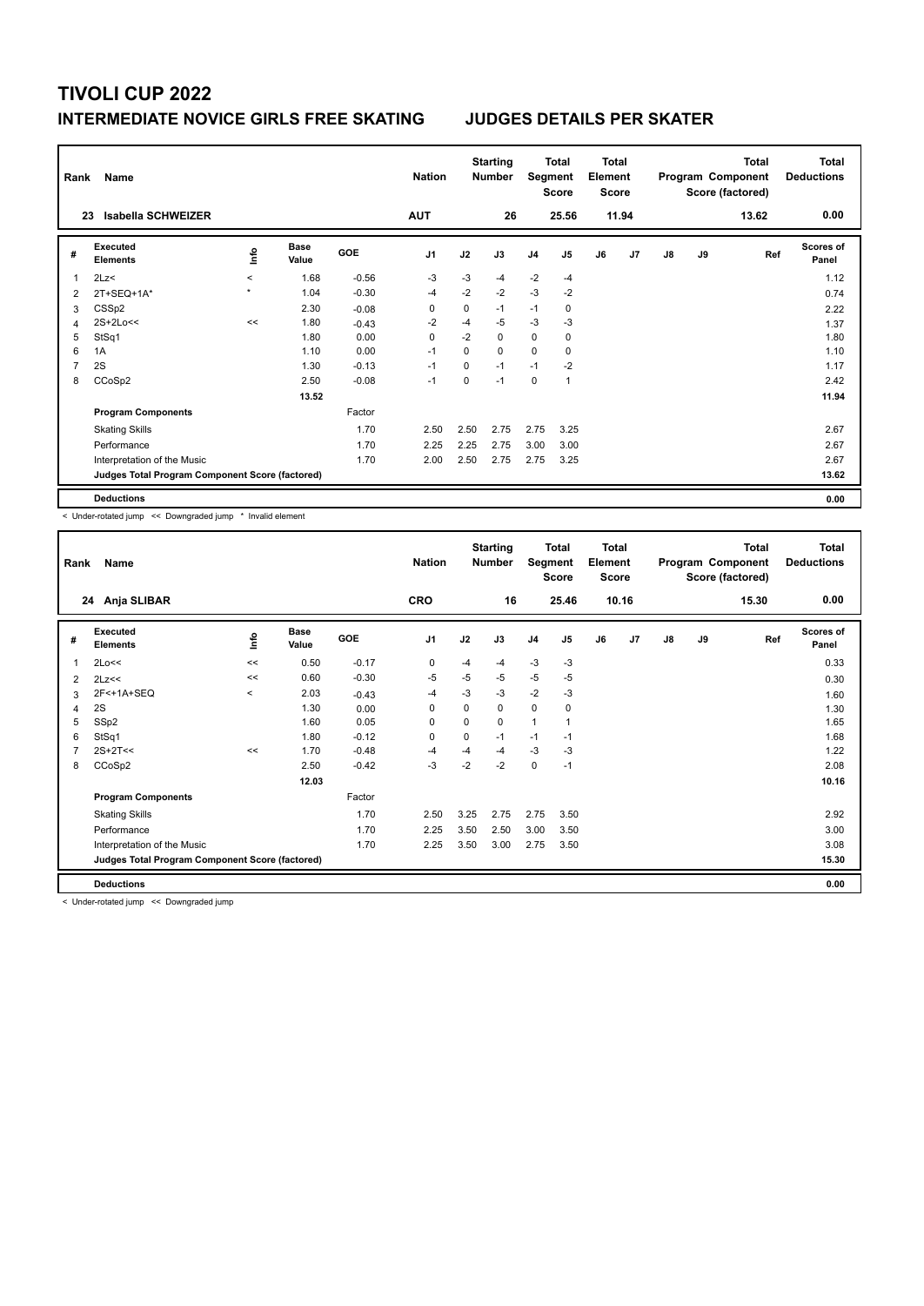# TIVOLI CUP 2022

## INTERMEDIATE NOVICE GIRLS FREE SKATING JUDGES DETAILS PER SKATER

| Rank | Name | Nation | Starting Number | Total Segment Score | Total Element Score | Total Program Component Score (factored) | Total Deductions |
|---|---|---|---|---|---|---|---|
| 23 | Isabella SCHWEIZER | AUT | 26 | 25.56 | 11.94 | 13.62 | 0.00 |

| # | Executed Elements | Info | Base Value | GOE | J1 | J2 | J3 | J4 | J5 | J6 | J7 | J8 | J9 | Ref | Scores of Panel |
|---|---|---|---|---|---|---|---|---|---|---|---|---|---|---|---|
| 1 | 2Lz< | < | 1.68 | -0.56 | -3 | -3 | -4 | -2 | -4 | | | | | | 1.12 |
| 2 | 2T+SEQ+1A* | * | 1.04 | -0.30 | -4 | -2 | -2 | -3 | -2 | | | | | | 0.74 |
| 3 | CSSp2 | | 2.30 | -0.08 | 0 | 0 | -1 | -1 | 0 | | | | | | 2.22 |
| 4 | 2S+2Lo<< | << | 1.80 | -0.43 | -2 | -4 | -5 | -3 | -3 | | | | | | 1.37 |
| 5 | StSq1 | | 1.80 | 0.00 | 0 | -2 | 0 | 0 | 0 | | | | | | 1.80 |
| 6 | 1A | | 1.10 | 0.00 | -1 | 0 | 0 | 0 | 0 | | | | | | 1.10 |
| 7 | 2S | | 1.30 | -0.13 | -1 | 0 | -1 | -1 | -2 | | | | | | 1.17 |
| 8 | CCoSp2 | | 2.50 | -0.08 | -1 | 0 | -1 | 0 | 1 | | | | | | 2.42 |
| | | | 13.52 | | | | | | | | | | | | 11.94 |
| | **Program Components** | | | Factor | | | | | | | | | | | |
| | Skating Skills | | | 1.70 | 2.50 | 2.50 | 2.75 | 2.75 | 3.25 | | | | | | 2.67 |
| | Performance | | | 1.70 | 2.25 | 2.25 | 2.75 | 3.00 | 3.00 | | | | | | 2.67 |
| | Interpretation of the Music | | | 1.70 | 2.00 | 2.50 | 2.75 | 2.75 | 3.25 | | | | | | 2.67 |
| | **Judges Total Program Component Score (factored)** | | | | | | | | | | | | | | 13.62 |
| | **Deductions** | | | | | | | | | | | | | | 0.00 |

< Under-rotated jump << Downgraded jump * Invalid element

| Rank | Name | Nation | Starting Number | Total Segment Score | Total Element Score | Total Program Component Score (factored) | Total Deductions |
|---|---|---|---|---|---|---|---|
| 24 | Anja SLIBAR | CRO | 16 | 25.46 | 10.16 | 15.30 | 0.00 |

| # | Executed Elements | Info | Base Value | GOE | J1 | J2 | J3 | J4 | J5 | J6 | J7 | J8 | J9 | Ref | Scores of Panel |
|---|---|---|---|---|---|---|---|---|---|---|---|---|---|---|---|
| 1 | 2Lo<< | << | 0.50 | -0.17 | 0 | -4 | -4 | -3 | -3 | | | | | | 0.33 |
| 2 | 2Lz<< | << | 0.60 | -0.30 | -5 | -5 | -5 | -5 | -5 | | | | | | 0.30 |
| 3 | 2F<+1A+SEQ | < | 2.03 | -0.43 | -4 | -3 | -3 | -2 | -3 | | | | | | 1.60 |
| 4 | 2S | | 1.30 | 0.00 | 0 | 0 | 0 | 0 | 0 | | | | | | 1.30 |
| 5 | SSp2 | | 1.60 | 0.05 | 0 | 0 | 0 | 1 | 1 | | | | | | 1.65 |
| 6 | StSq1 | | 1.80 | -0.12 | 0 | 0 | -1 | -1 | -1 | | | | | | 1.68 |
| 7 | 2S+2T<< | << | 1.70 | -0.48 | -4 | -4 | -4 | -3 | -3 | | | | | | 1.22 |
| 8 | CCoSp2 | | 2.50 | -0.42 | -3 | -2 | -2 | 0 | -1 | | | | | | 2.08 |
| | | | 12.03 | | | | | | | | | | | | 10.16 |
| | **Program Components** | | | Factor | | | | | | | | | | | |
| | Skating Skills | | | 1.70 | 2.50 | 3.25 | 2.75 | 2.75 | 3.50 | | | | | | 2.92 |
| | Performance | | | 1.70 | 2.25 | 3.50 | 2.50 | 3.00 | 3.50 | | | | | | 3.00 |
| | Interpretation of the Music | | | 1.70 | 2.25 | 3.50 | 3.00 | 2.75 | 3.50 | | | | | | 3.08 |
| | **Judges Total Program Component Score (factored)** | | | | | | | | | | | | | | 15.30 |
| | **Deductions** | | | | | | | | | | | | | | 0.00 |

< Under-rotated jump << Downgraded jump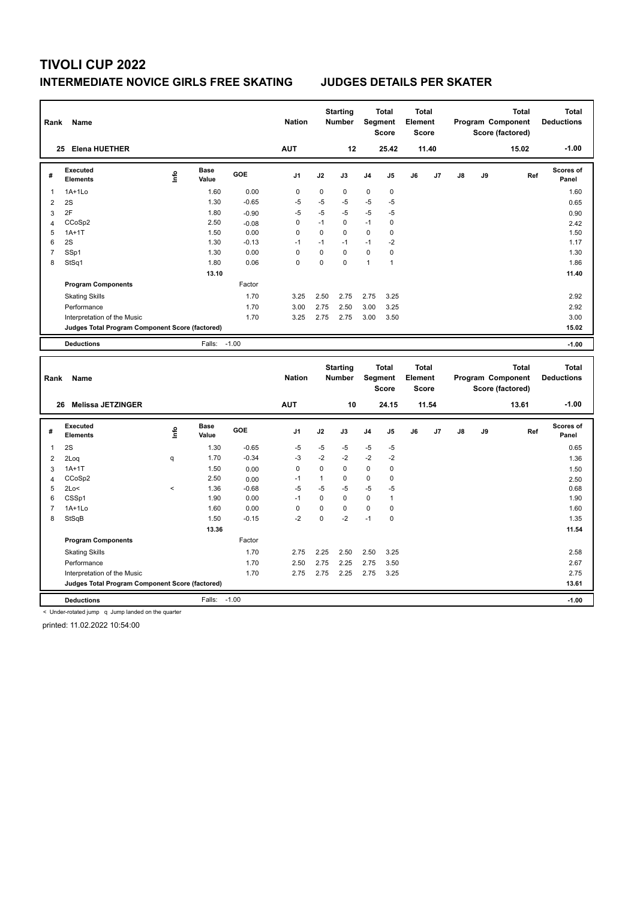# TIVOLI CUP 2022

## INTERMEDIATE NOVICE GIRLS FREE SKATING JUDGES DETAILS PER SKATER

| Rank | Name | Nation | Starting Number | Total Segment Score | Total Element Score | Total Program Component Score (factored) | Total Deductions |
|---|---|---|---|---|---|---|---|
| 25 | Elena HUETHER | AUT | 12 | 25.42 | 11.40 | 15.02 | -1.00 |

| # | Executed Elements | Info | Base Value | GOE | J1 | J2 | J3 | J4 | J5 | J6 | J7 | J8 | J9 | Ref | Scores of Panel |
|---|---|---|---|---|---|---|---|---|---|---|---|---|---|---|---|
| 1 | 1A+1Lo | | 1.60 | 0.00 | 0 | 0 | 0 | 0 | 0 | | | | | | 1.60 |
| 2 | 2S | | 1.30 | -0.65 | -5 | -5 | -5 | -5 | -5 | | | | | | 0.65 |
| 3 | 2F | | 1.80 | -0.90 | -5 | -5 | -5 | -5 | -5 | | | | | | 0.90 |
| 4 | CCoSp2 | | 2.50 | -0.08 | 0 | -1 | 0 | -1 | 0 | | | | | | 2.42 |
| 5 | 1A+1T | | 1.50 | 0.00 | 0 | 0 | 0 | 0 | 0 | | | | | | 1.50 |
| 6 | 2S | | 1.30 | -0.13 | -1 | -1 | -1 | -1 | -2 | | | | | | 1.17 |
| 7 | SSp1 | | 1.30 | 0.00 | 0 | 0 | 0 | 0 | 0 | | | | | | 1.30 |
| 8 | StSq1 | | 1.80 | 0.06 | 0 | 0 | 0 | 1 | 1 | | | | | | 1.86 |
| | | | 13.10 | | | | | | | | | | | | 11.40 |
| | **Program Components** | | | Factor | | | | | | | | | | | |
| | Skating Skills | | | 1.70 | 3.25 | 2.50 | 2.75 | 2.75 | 3.25 | | | | | | 2.92 |
| | Performance | | | 1.70 | 3.00 | 2.75 | 2.50 | 3.00 | 3.25 | | | | | | 2.92 |
| | Interpretation of the Music | | | 1.70 | 3.25 | 2.75 | 2.75 | 3.00 | 3.50 | | | | | | 3.00 |
| | **Judges Total Program Component Score (factored)** | | | | | | | | | | | | | | 15.02 |
| | **Deductions** | | Falls: | -1.00 | | | | | | | | | | | -1.00 |

| Rank | Name | Nation | Starting Number | Total Segment Score | Total Element Score | Total Program Component Score (factored) | Total Deductions |
|---|---|---|---|---|---|---|---|
| 26 | Melissa JETZINGER | AUT | 10 | 24.15 | 11.54 | 13.61 | -1.00 |

| # | Executed Elements | Info | Base Value | GOE | J1 | J2 | J3 | J4 | J5 | J6 | J7 | J8 | J9 | Ref | Scores of Panel |
|---|---|---|---|---|---|---|---|---|---|---|---|---|---|---|---|
| 1 | 2S | | 1.30 | -0.65 | -5 | -5 | -5 | -5 | -5 | | | | | | 0.65 |
| 2 | 2Loq | q | 1.70 | -0.34 | -3 | -2 | -2 | -2 | -2 | | | | | | 1.36 |
| 3 | 1A+1T | | 1.50 | 0.00 | 0 | 0 | 0 | 0 | 0 | | | | | | 1.50 |
| 4 | CCoSp2 | | 2.50 | 0.00 | -1 | 1 | 0 | 0 | 0 | | | | | | 2.50 |
| 5 | 2Lo< | < | 1.36 | -0.68 | -5 | -5 | -5 | -5 | -5 | | | | | | 0.68 |
| 6 | CSSp1 | | 1.90 | 0.00 | -1 | 0 | 0 | 0 | 1 | | | | | | 1.90 |
| 7 | 1A+1Lo | | 1.60 | 0.00 | 0 | 0 | 0 | 0 | 0 | | | | | | 1.60 |
| 8 | StSqB | | 1.50 | -0.15 | -2 | 0 | -2 | -1 | 0 | | | | | | 1.35 |
| | | | 13.36 | | | | | | | | | | | | 11.54 |
| | **Program Components** | | | Factor | | | | | | | | | | | |
| | Skating Skills | | | 1.70 | 2.75 | 2.25 | 2.50 | 2.50 | 3.25 | | | | | | 2.58 |
| | Performance | | | 1.70 | 2.50 | 2.75 | 2.25 | 2.75 | 3.50 | | | | | | 2.67 |
| | Interpretation of the Music | | | 1.70 | 2.75 | 2.75 | 2.25 | 2.75 | 3.25 | | | | | | 2.75 |
| | **Judges Total Program Component Score (factored)** | | | | | | | | | | | | | | 13.61 |
| | **Deductions** | | Falls: | -1.00 | | | | | | | | | | | -1.00 |

< Under-rotated jump q Jump landed on the quarter

printed: 11.02.2022 10:54:00